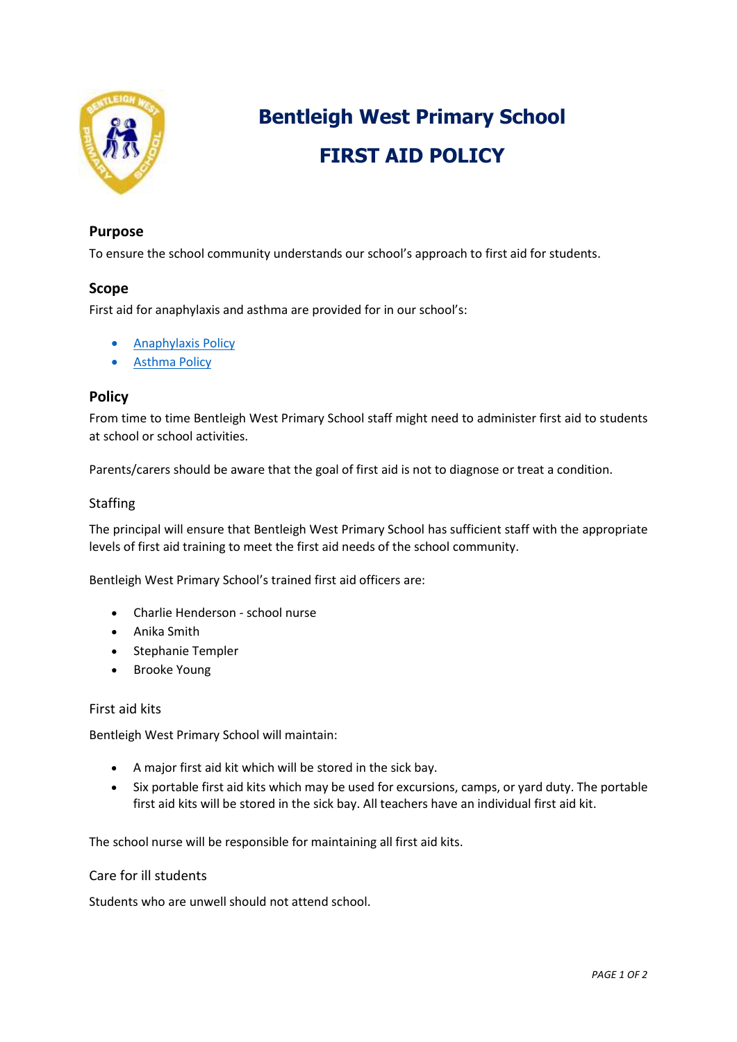# Bentleigh West Primary School

# FIRST AID POLICY

## Purpose

To ensure the school community understands our school's approach to first aid for students.

## Scope

First aid for anaphylaxis and asthma are provided for in our school's:

- Anaphylaxis Policy
- Asthma Policy

## Policy

From time to time Bentleigh West Primary School staff might need to administer first aid to students at school or school activities.

Parents/carers should be aware that the goal of first aid is not to diagnose or treat a condition.

### Staffing

The principal will ensure that Bentleigh West Primary School has sufficient staff with the appropriate levels of first aid training to meet the first aid needs of the school community.

Bentleigh West Primary School's trained first aid officers are:

- Charlie Henderson - school nurse
- Anika Smith
- Stephanie Templer
- Brooke Young

### First aid kits

Bentleigh West Primary School will maintain:

- A major first aid kit which will be stored in the sick bay.
- Six portable first aid kits which may be used for excursions, camps, or yard duty. The portable first aid kits will be stored in the sick bay. All teachers have an individual first aid kit.

The school nurse will be responsible for maintaining all first aid kits.

### Care for ill students

Students who are unwell should not attend school.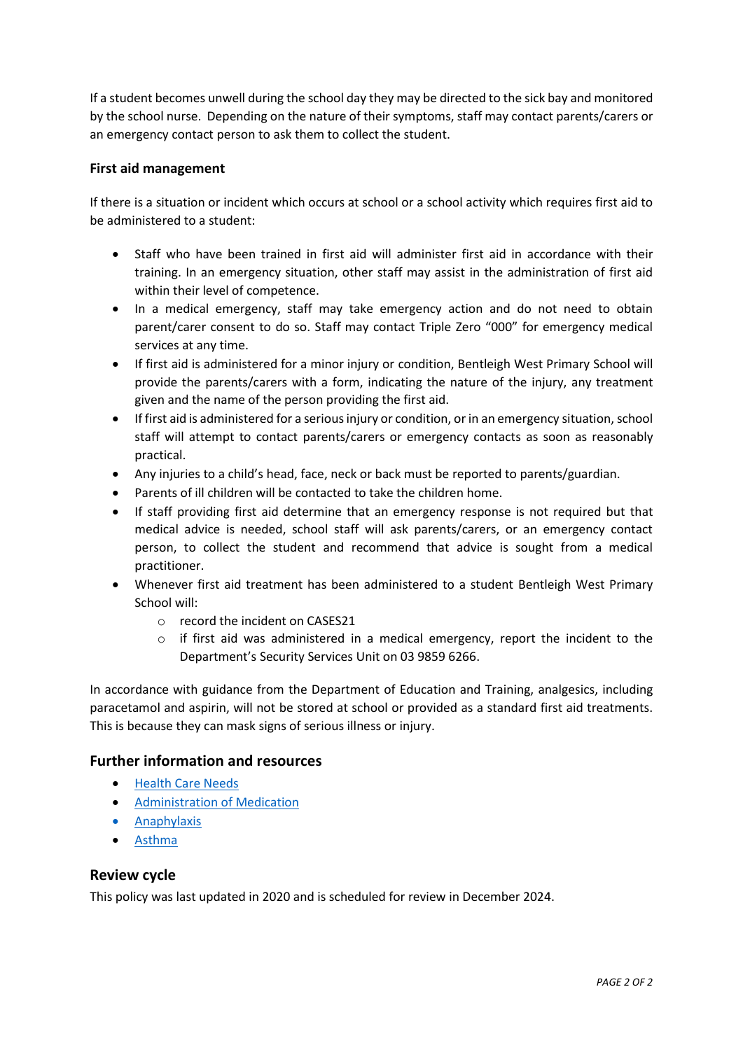If a student becomes unwell during the school day they may be directed to the sick bay and monitored by the school nurse. Depending on the nature of their symptoms, staff may contact parents/carers or an emergency contact person to ask them to collect the student.

### First aid management

If there is a situation or incident which occurs at school or a school activity which requires first aid to be administered to a student:

- Staff who have been trained in first aid will administer first aid in accordance with their training. In an emergency situation, other staff may assist in the administration of first aid within their level of competence.
- In a medical emergency, staff may take emergency action and do not need to obtain parent/carer consent to do so. Staff may contact Triple Zero "000" for emergency medical services at any time.
- If first aid is administered for a minor injury or condition, Bentleigh West Primary School will provide the parents/carers with a form, indicating the nature of the injury, any treatment given and the name of the person providing the first aid.
- If first aid is administered for a serious injury or condition, or in an emergency situation, school staff will attempt to contact parents/carers or emergency contacts as soon as reasonably practical.
- Any injuries to a child's head, face, neck or back must be reported to parents/guardian.
- Parents of ill children will be contacted to take the children home.
- If staff providing first aid determine that an emergency response is not required but that medical advice is needed, school staff will ask parents/carers, or an emergency contact person, to collect the student and recommend that advice is sought from a medical practitioner.
- Whenever first aid treatment has been administered to a student Bentleigh West Primary School will:
  - record the incident on CASES21
  - if first aid was administered in a medical emergency, report the incident to the Department's Security Services Unit on 03 9859 6266.

In accordance with guidance from the Department of Education and Training, analgesics, including paracetamol and aspirin, will not be stored at school or provided as a standard first aid treatments. This is because they can mask signs of serious illness or injury.

## Further information and resources

- Health Care Needs
- Administration of Medication
- Anaphylaxis
- Asthma

## Review cycle

This policy was last updated in 2020 and is scheduled for review in December 2024.